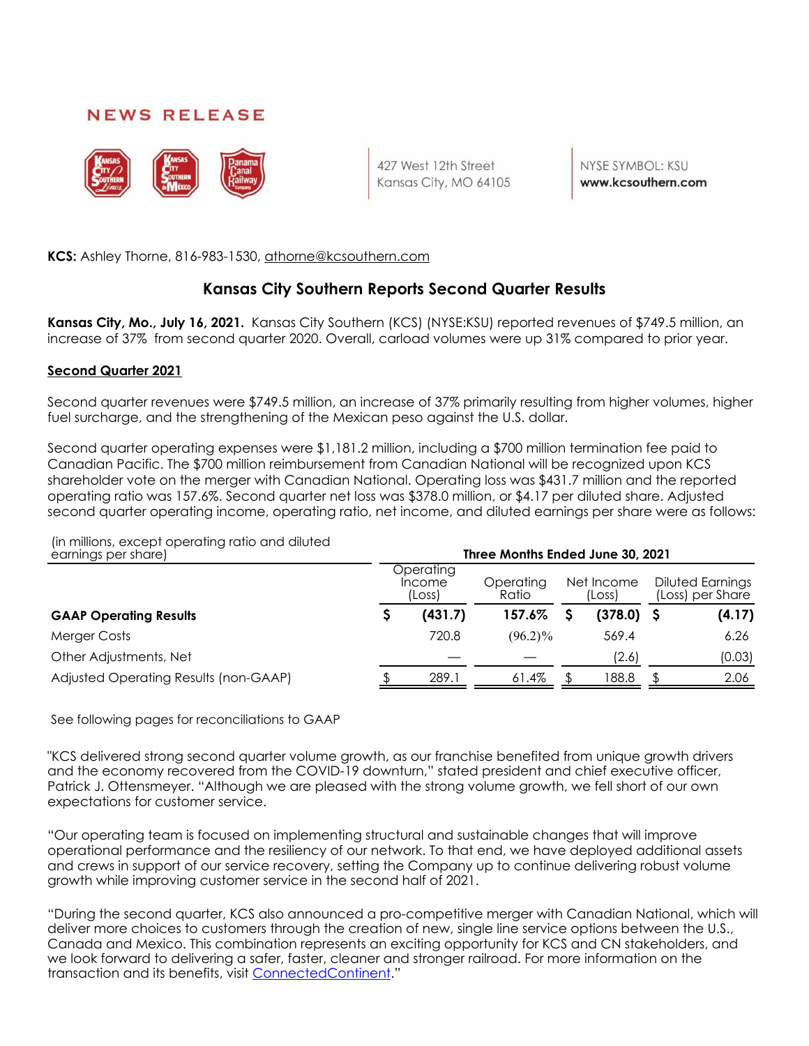NEWS RELEASE

427 West 12th Street
Kansas City, MO 64105

NYSE SYMBOL: KSU
**www.kcsouthern.com**

**KCS:** Ashley Thorne, 816-983-1530, athorne@kcsouthern.com

# Kansas City Southern Reports Second Quarter Results

**Kansas City, Mo., July 16, 2021.** Kansas City Southern (KCS) (NYSE:KSU) reported revenues of $749.5 million, an increase of 37% from second quarter 2020. Overall, carload volumes were up 31% compared to prior year.

## Second Quarter 2021

Second quarter revenues were $749.5 million, an increase of 37% primarily resulting from higher volumes, higher fuel surcharge, and the strengthening of the Mexican peso against the U.S. dollar.

Second quarter operating expenses were $1,181.2 million, including a $700 million termination fee paid to Canadian Pacific. The $700 million reimbursement from Canadian National will be recognized upon KCS shareholder vote on the merger with Canadian National. Operating loss was $431.7 million and the reported operating ratio was 157.6%. Second quarter net loss was $378.0 million, or $4.17 per diluted share. Adjusted second quarter operating income, operating ratio, net income, and diluted earnings per share were as follows:

| (in millions, except operating ratio and diluted earnings per share) | Three Months Ended June 30, 2021 | | | |
|---|---|---|---|---|
| | Operating Income (Loss) | Operating Ratio | Net Income (Loss) | Diluted Earnings (Loss) per Share |
| **GAAP Operating Results** | **$ (431.7)** | **157.6%** | **$ (378.0)** | **$ (4.17)** |
| Merger Costs | 720.8 | (96.2)% | 569.4 | 6.26 |
| Other Adjustments, Net | — | — | (2.6) | (0.03) |
| Adjusted Operating Results (non-GAAP) | $ 289.1 | 61.4% | $ 188.8 | $ 2.06 |

See following pages for reconciliations to GAAP

"KCS delivered strong second quarter volume growth, as our franchise benefited from unique growth drivers and the economy recovered from the COVID-19 downturn," stated president and chief executive officer, Patrick J. Ottensmeyer. "Although we are pleased with the strong volume growth, we fell short of our own expectations for customer service.

"Our operating team is focused on implementing structural and sustainable changes that will improve operational performance and the resiliency of our network. To that end, we have deployed additional assets and crews in support of our service recovery, setting the Company up to continue delivering robust volume growth while improving customer service in the second half of 2021.

"During the second quarter, KCS also announced a pro-competitive merger with Canadian National, which will deliver more choices to customers through the creation of new, single line service options between the U.S., Canada and Mexico. This combination represents an exciting opportunity for KCS and CN stakeholders, and we look forward to delivering a safer, faster, cleaner and stronger railroad. For more information on the transaction and its benefits, visit ConnectedContinent."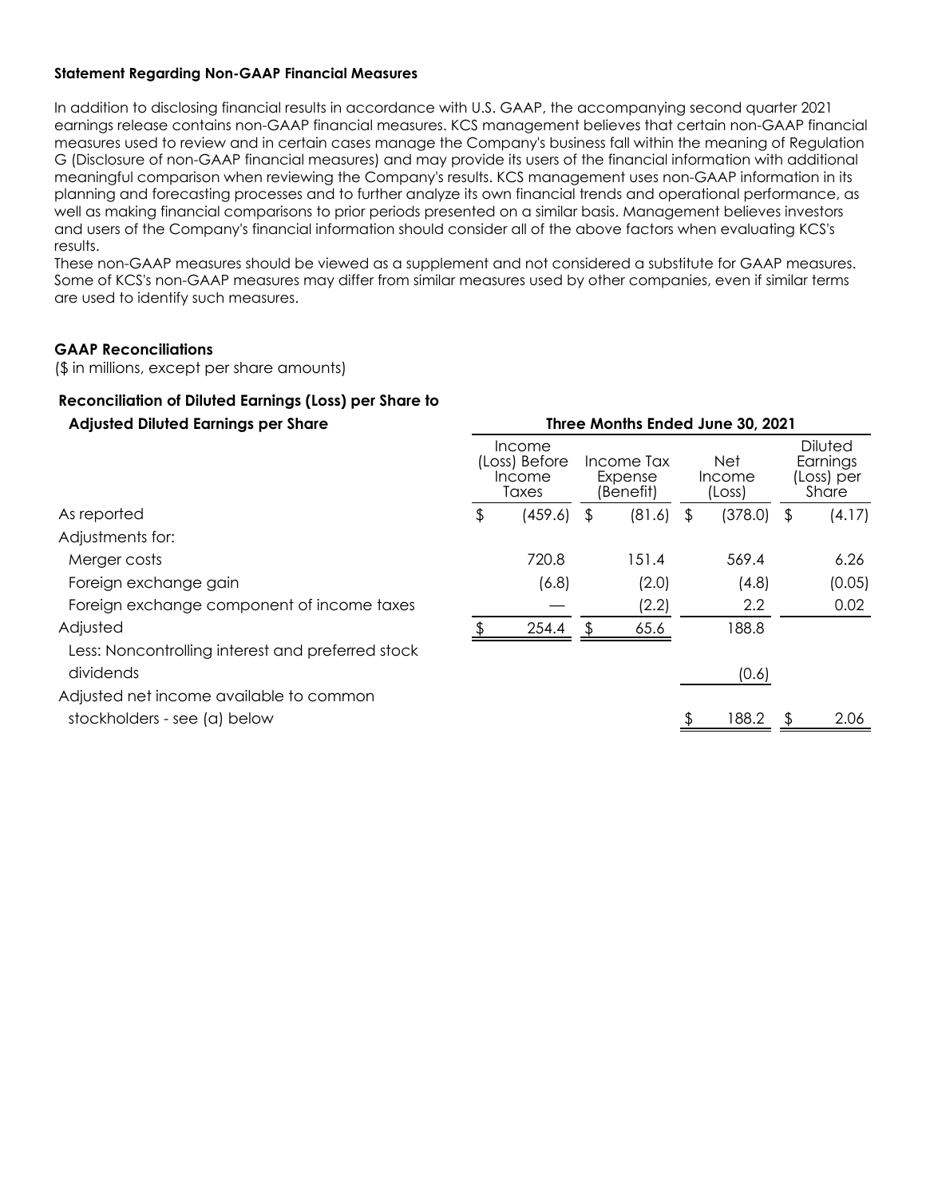**Statement Regarding Non-GAAP Financial Measures**

In addition to disclosing financial results in accordance with U.S. GAAP, the accompanying second quarter 2021 earnings release contains non-GAAP financial measures. KCS management believes that certain non-GAAP financial measures used to review and in certain cases manage the Company's business fall within the meaning of Regulation G (Disclosure of non-GAAP financial measures) and may provide its users of the financial information with additional meaningful comparison when reviewing the Company's results. KCS management uses non-GAAP information in its planning and forecasting processes and to further analyze its own financial trends and operational performance, as well as making financial comparisons to prior periods presented on a similar basis. Management believes investors and users of the Company's financial information should consider all of the above factors when evaluating KCS's results.

These non-GAAP measures should be viewed as a supplement and not considered a substitute for GAAP measures. Some of KCS's non-GAAP measures may differ from similar measures used by other companies, even if similar terms are used to identify such measures.

**GAAP Reconciliations**

($ in millions, except per share amounts)

**Reconciliation of Diluted Earnings (Loss) per Share to Adjusted Diluted Earnings per Share**

| | Three Months Ended June 30, 2021 | | | |
|---|---|---|---|---|
| | Income (Loss) Before Income Taxes | Income Tax Expense (Benefit) | Net Income (Loss) | Diluted Earnings (Loss) per Share |
| As reported | $ (459.6) | $ (81.6) | $ (378.0) | $ (4.17) |
| Adjustments for: | | | | |
| Merger costs | 720.8 | 151.4 | 569.4 | 6.26 |
| Foreign exchange gain | (6.8) | (2.0) | (4.8) | (0.05) |
| Foreign exchange component of income taxes | — | (2.2) | 2.2 | 0.02 |
| Adjusted | $ 254.4 | $ 65.6 | 188.8 | |
| Less: Noncontrolling interest and preferred stock dividends | | | (0.6) | |
| Adjusted net income available to common stockholders - see (a) below | | | $ 188.2 | $ 2.06 |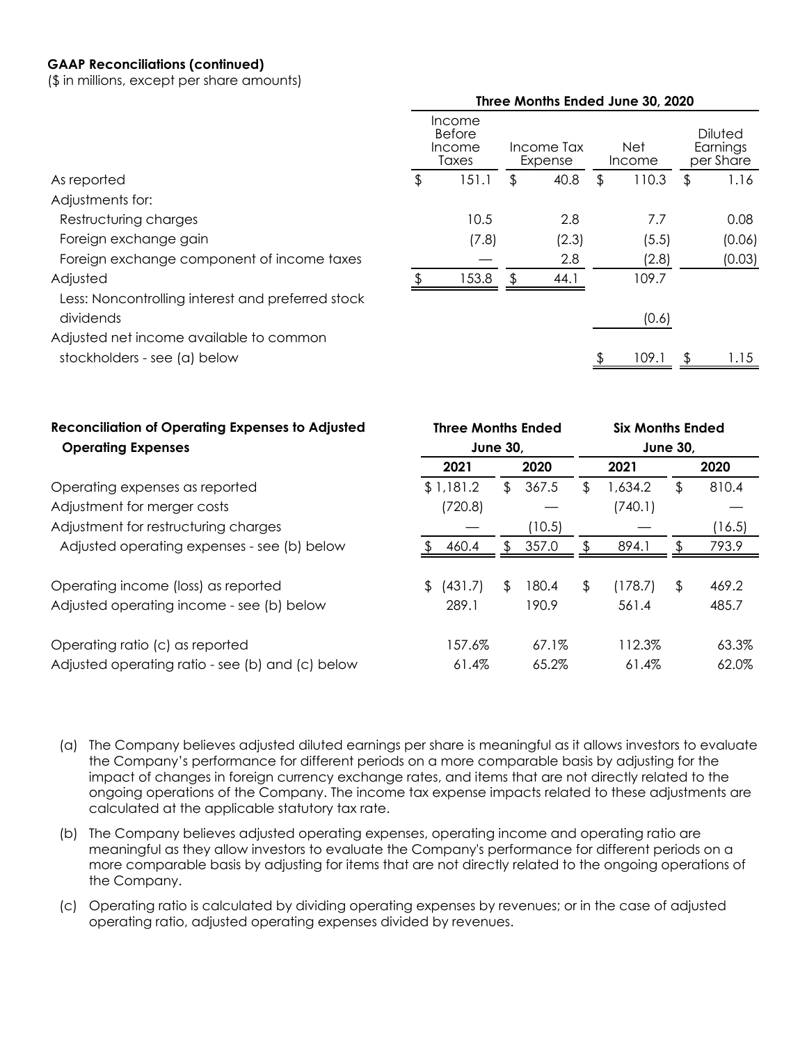**GAAP Reconciliations (continued)**

($ in millions, except per share amounts)

| | Three Months Ended June 30, 2020 | | | |
|---|---|---|---|---|
| | Income Before Income Taxes | Income Tax Expense | Net Income | Diluted Earnings per Share |
| As reported | $ 151.1 | $ 40.8 | $ 110.3 | $ 1.16 |
| Adjustments for: | | | | |
| Restructuring charges | 10.5 | 2.8 | 7.7 | 0.08 |
| Foreign exchange gain | (7.8) | (2.3) | (5.5) | (0.06) |
| Foreign exchange component of income taxes | — | 2.8 | (2.8) | (0.03) |
| Adjusted | $ 153.8 | $ 44.1 | 109.7 | |
| Less: Noncontrolling interest and preferred stock dividends | | | (0.6) | |
| Adjusted net income available to common stockholders - see (a) below | | | $ 109.1 | $ 1.15 |

| **Reconciliation of Operating Expenses to Adjusted Operating Expenses** | **Three Months Ended June 30,** | | **Six Months Ended June 30,** | |
|---|---|---|---|---|
| | **2021** | **2020** | **2021** | **2020** |
| Operating expenses as reported | $ 1,181.2 | $ 367.5 | $ 1,634.2 | $ 810.4 |
| Adjustment for merger costs | (720.8) | — | (740.1) | — |
| Adjustment for restructuring charges | — | (10.5) | — | (16.5) |
| Adjusted operating expenses - see (b) below | $ 460.4 | $ 357.0 | $ 894.1 | $ 793.9 |
| | | | | |
| Operating income (loss) as reported | $ (431.7) | $ 180.4 | $ (178.7) | $ 469.2 |
| Adjusted operating income - see (b) below | 289.1 | 190.9 | 561.4 | 485.7 |
| | | | | |
| Operating ratio (c) as reported | 157.6% | 67.1% | 112.3% | 63.3% |
| Adjusted operating ratio - see (b) and (c) below | 61.4% | 65.2% | 61.4% | 62.0% |

(a) The Company believes adjusted diluted earnings per share is meaningful as it allows investors to evaluate the Company's performance for different periods on a more comparable basis by adjusting for the impact of changes in foreign currency exchange rates, and items that are not directly related to the ongoing operations of the Company. The income tax expense impacts related to these adjustments are calculated at the applicable statutory tax rate.

(b) The Company believes adjusted operating expenses, operating income and operating ratio are meaningful as they allow investors to evaluate the Company's performance for different periods on a more comparable basis by adjusting for items that are not directly related to the ongoing operations of the Company.

(c) Operating ratio is calculated by dividing operating expenses by revenues; or in the case of adjusted operating ratio, adjusted operating expenses divided by revenues.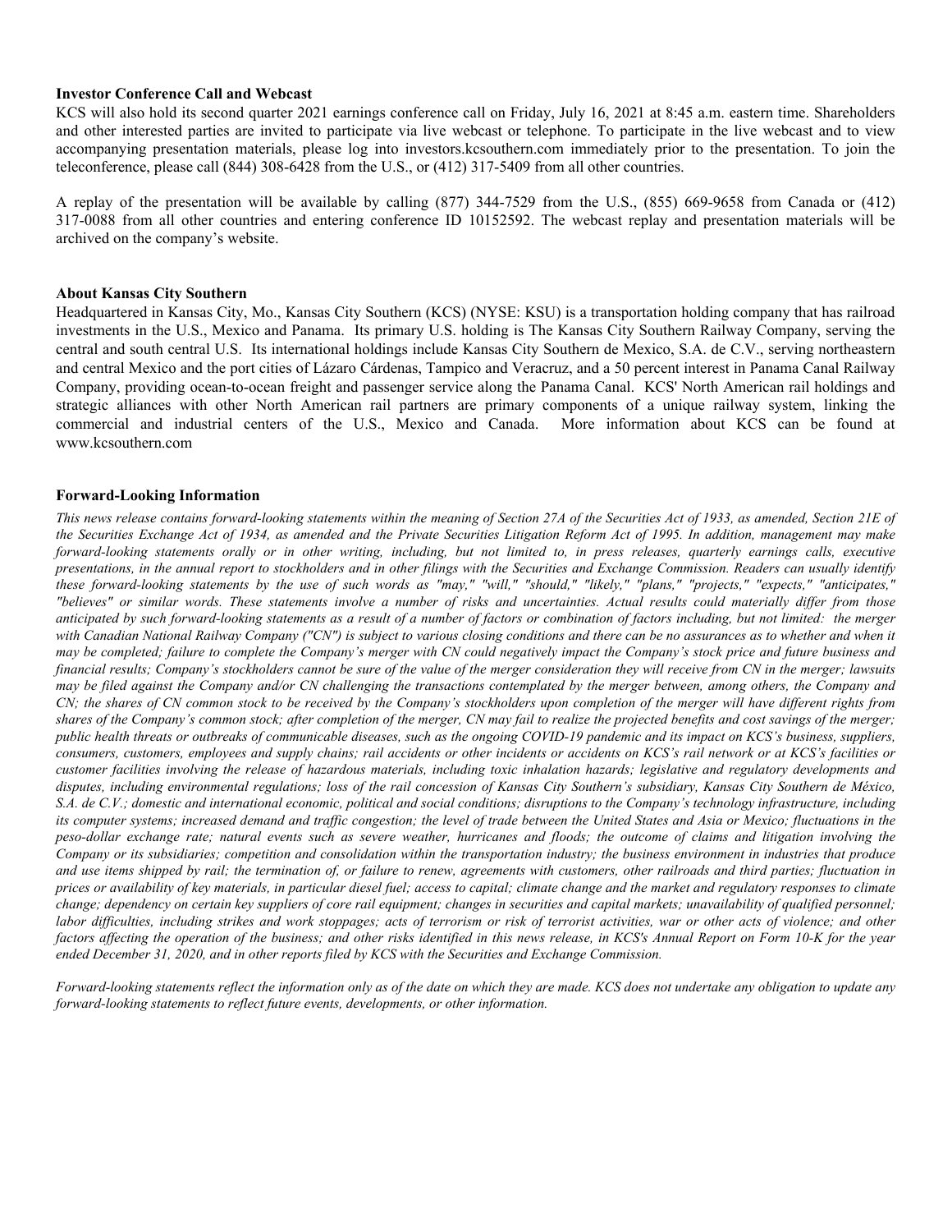**Investor Conference Call and Webcast**

KCS will also hold its second quarter 2021 earnings conference call on Friday, July 16, 2021 at 8:45 a.m. eastern time. Shareholders and other interested parties are invited to participate via live webcast or telephone. To participate in the live webcast and to view accompanying presentation materials, please log into investors.kcsouthern.com immediately prior to the presentation. To join the teleconference, please call (844) 308-6428 from the U.S., or (412) 317-5409 from all other countries.

A replay of the presentation will be available by calling (877) 344-7529 from the U.S., (855) 669-9658 from Canada or (412) 317-0088 from all other countries and entering conference ID 10152592. The webcast replay and presentation materials will be archived on the company's website.

**About Kansas City Southern**

Headquartered in Kansas City, Mo., Kansas City Southern (KCS) (NYSE: KSU) is a transportation holding company that has railroad investments in the U.S., Mexico and Panama. Its primary U.S. holding is The Kansas City Southern Railway Company, serving the central and south central U.S. Its international holdings include Kansas City Southern de Mexico, S.A. de C.V., serving northeastern and central Mexico and the port cities of Lázaro Cárdenas, Tampico and Veracruz, and a 50 percent interest in Panama Canal Railway Company, providing ocean-to-ocean freight and passenger service along the Panama Canal. KCS' North American rail holdings and strategic alliances with other North American rail partners are primary components of a unique railway system, linking the commercial and industrial centers of the U.S., Mexico and Canada. More information about KCS can be found at www.kcsouthern.com

**Forward-Looking Information**

*This news release contains forward-looking statements within the meaning of Section 27A of the Securities Act of 1933, as amended, Section 21E of the Securities Exchange Act of 1934, as amended and the Private Securities Litigation Reform Act of 1995. In addition, management may make forward-looking statements orally or in other writing, including, but not limited to, in press releases, quarterly earnings calls, executive presentations, in the annual report to stockholders and in other filings with the Securities and Exchange Commission. Readers can usually identify these forward-looking statements by the use of such words as "may," "will," "should," "likely," "plans," "projects," "expects," "anticipates," "believes" or similar words. These statements involve a number of risks and uncertainties. Actual results could materially differ from those anticipated by such forward-looking statements as a result of a number of factors or combination of factors including, but not limited: the merger with Canadian National Railway Company ("CN") is subject to various closing conditions and there can be no assurances as to whether and when it may be completed; failure to complete the Company's merger with CN could negatively impact the Company's stock price and future business and financial results; Company's stockholders cannot be sure of the value of the merger consideration they will receive from CN in the merger; lawsuits may be filed against the Company and/or CN challenging the transactions contemplated by the merger between, among others, the Company and CN; the shares of CN common stock to be received by the Company's stockholders upon completion of the merger will have different rights from shares of the Company's common stock; after completion of the merger, CN may fail to realize the projected benefits and cost savings of the merger; public health threats or outbreaks of communicable diseases, such as the ongoing COVID-19 pandemic and its impact on KCS's business, suppliers, consumers, customers, employees and supply chains; rail accidents or other incidents or accidents on KCS's rail network or at KCS's facilities or customer facilities involving the release of hazardous materials, including toxic inhalation hazards; legislative and regulatory developments and disputes, including environmental regulations; loss of the rail concession of Kansas City Southern's subsidiary, Kansas City Southern de México, S.A. de C.V.; domestic and international economic, political and social conditions; disruptions to the Company's technology infrastructure, including its computer systems; increased demand and traffic congestion; the level of trade between the United States and Asia or Mexico; fluctuations in the peso-dollar exchange rate; natural events such as severe weather, hurricanes and floods; the outcome of claims and litigation involving the Company or its subsidiaries; competition and consolidation within the transportation industry; the business environment in industries that produce and use items shipped by rail; the termination of, or failure to renew, agreements with customers, other railroads and third parties; fluctuation in prices or availability of key materials, in particular diesel fuel; access to capital; climate change and the market and regulatory responses to climate change; dependency on certain key suppliers of core rail equipment; changes in securities and capital markets; unavailability of qualified personnel; labor difficulties, including strikes and work stoppages; acts of terrorism or risk of terrorist activities, war or other acts of violence; and other factors affecting the operation of the business; and other risks identified in this news release, in KCS's Annual Report on Form 10-K for the year ended December 31, 2020, and in other reports filed by KCS with the Securities and Exchange Commission.*

*Forward-looking statements reflect the information only as of the date on which they are made. KCS does not undertake any obligation to update any forward-looking statements to reflect future events, developments, or other information.*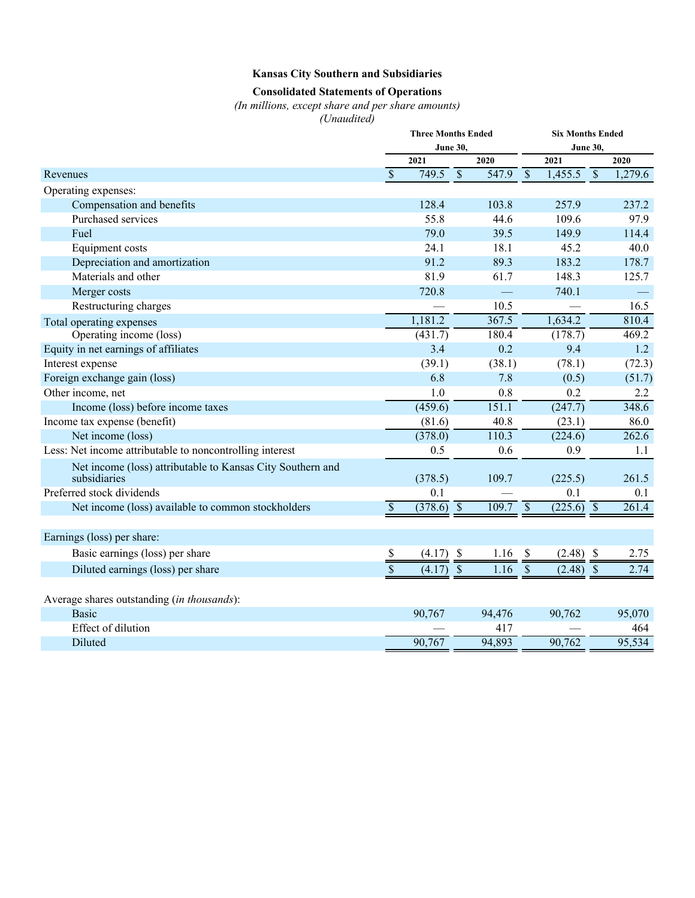# Kansas City Southern and Subsidiaries

## Consolidated Statements of Operations

*(In millions, except share and per share amounts)*
*(Unaudited)*

| | Three Months Ended June 30, | | Six Months Ended June 30, | |
|---|---|---|---|---|
| | 2021 | 2020 | 2021 | 2020 |
| Revenues | $ 749.5 | $ 547.9 | $ 1,455.5 | $ 1,279.6 |
| Operating expenses: | | | | |
| Compensation and benefits | 128.4 | 103.8 | 257.9 | 237.2 |
| Purchased services | 55.8 | 44.6 | 109.6 | 97.9 |
| Fuel | 79.0 | 39.5 | 149.9 | 114.4 |
| Equipment costs | 24.1 | 18.1 | 45.2 | 40.0 |
| Depreciation and amortization | 91.2 | 89.3 | 183.2 | 178.7 |
| Materials and other | 81.9 | 61.7 | 148.3 | 125.7 |
| Merger costs | 720.8 | — | 740.1 | — |
| Restructuring charges | — | 10.5 | — | 16.5 |
| Total operating expenses | 1,181.2 | 367.5 | 1,634.2 | 810.4 |
| Operating income (loss) | (431.7) | 180.4 | (178.7) | 469.2 |
| Equity in net earnings of affiliates | 3.4 | 0.2 | 9.4 | 1.2 |
| Interest expense | (39.1) | (38.1) | (78.1) | (72.3) |
| Foreign exchange gain (loss) | 6.8 | 7.8 | (0.5) | (51.7) |
| Other income, net | 1.0 | 0.8 | 0.2 | 2.2 |
| Income (loss) before income taxes | (459.6) | 151.1 | (247.7) | 348.6 |
| Income tax expense (benefit) | (81.6) | 40.8 | (23.1) | 86.0 |
| Net income (loss) | (378.0) | 110.3 | (224.6) | 262.6 |
| Less: Net income attributable to noncontrolling interest | 0.5 | 0.6 | 0.9 | 1.1 |
| Net income (loss) attributable to Kansas City Southern and subsidiaries | (378.5) | 109.7 | (225.5) | 261.5 |
| Preferred stock dividends | 0.1 | — | 0.1 | 0.1 |
| Net income (loss) available to common stockholders | $ (378.6) | $ 109.7 | $ (225.6) | $ 261.4 |
| | | | | |
| Earnings (loss) per share: | | | | |
| Basic earnings (loss) per share | $ (4.17) | $ 1.16 | $ (2.48) | $ 2.75 |
| Diluted earnings (loss) per share | $ (4.17) | $ 1.16 | $ (2.48) | $ 2.74 |
| | | | | |
| Average shares outstanding (*in thousands*): | | | | |
| Basic | 90,767 | 94,476 | 90,762 | 95,070 |
| Effect of dilution | — | 417 | — | 464 |
| Diluted | 90,767 | 94,893 | 90,762 | 95,534 |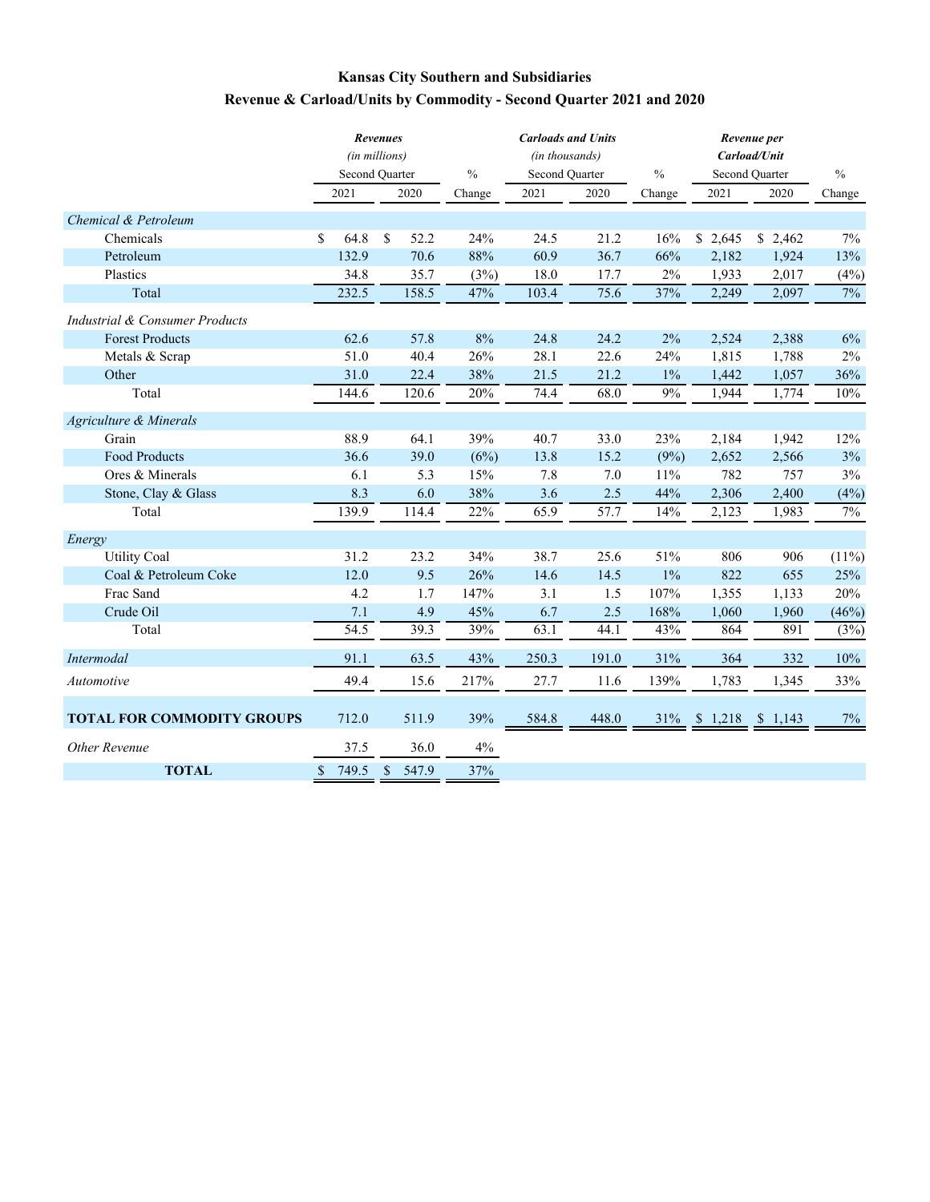# Kansas City Southern and Subsidiaries

## Revenue & Carload/Units by Commodity - Second Quarter 2021 and 2020

| | ***Revenues*** *(in millions)* Second Quarter | | % | ***Carloads and Units*** *(in thousands)* Second Quarter | | % | ***Revenue per Carload/Unit*** Second Quarter | | % |
|---|---|---|---|---|---|---|---|---|---|
| | 2021 | 2020 | Change | 2021 | 2020 | Change | 2021 | 2020 | Change |
| *Chemical & Petroleum* | | | | | | | | | |
| Chemicals | $ 64.8 | $ 52.2 | 24% | 24.5 | 21.2 | 16% | $ 2,645 | $ 2,462 | 7% |
| Petroleum | 132.9 | 70.6 | 88% | 60.9 | 36.7 | 66% | 2,182 | 1,924 | 13% |
| Plastics | 34.8 | 35.7 | (3%) | 18.0 | 17.7 | 2% | 1,933 | 2,017 | (4%) |
| Total | 232.5 | 158.5 | 47% | 103.4 | 75.6 | 37% | 2,249 | 2,097 | 7% |
| *Industrial & Consumer Products* | | | | | | | | | |
| Forest Products | 62.6 | 57.8 | 8% | 24.8 | 24.2 | 2% | 2,524 | 2,388 | 6% |
| Metals & Scrap | 51.0 | 40.4 | 26% | 28.1 | 22.6 | 24% | 1,815 | 1,788 | 2% |
| Other | 31.0 | 22.4 | 38% | 21.5 | 21.2 | 1% | 1,442 | 1,057 | 36% |
| Total | 144.6 | 120.6 | 20% | 74.4 | 68.0 | 9% | 1,944 | 1,774 | 10% |
| *Agriculture & Minerals* | | | | | | | | | |
| Grain | 88.9 | 64.1 | 39% | 40.7 | 33.0 | 23% | 2,184 | 1,942 | 12% |
| Food Products | 36.6 | 39.0 | (6%) | 13.8 | 15.2 | (9%) | 2,652 | 2,566 | 3% |
| Ores & Minerals | 6.1 | 5.3 | 15% | 7.8 | 7.0 | 11% | 782 | 757 | 3% |
| Stone, Clay & Glass | 8.3 | 6.0 | 38% | 3.6 | 2.5 | 44% | 2,306 | 2,400 | (4%) |
| Total | 139.9 | 114.4 | 22% | 65.9 | 57.7 | 14% | 2,123 | 1,983 | 7% |
| *Energy* | | | | | | | | | |
| Utility Coal | 31.2 | 23.2 | 34% | 38.7 | 25.6 | 51% | 806 | 906 | (11%) |
| Coal & Petroleum Coke | 12.0 | 9.5 | 26% | 14.6 | 14.5 | 1% | 822 | 655 | 25% |
| Frac Sand | 4.2 | 1.7 | 147% | 3.1 | 1.5 | 107% | 1,355 | 1,133 | 20% |
| Crude Oil | 7.1 | 4.9 | 45% | 6.7 | 2.5 | 168% | 1,060 | 1,960 | (46%) |
| Total | 54.5 | 39.3 | 39% | 63.1 | 44.1 | 43% | 864 | 891 | (3%) |
| *Intermodal* | 91.1 | 63.5 | 43% | 250.3 | 191.0 | 31% | 364 | 332 | 10% |
| *Automotive* | 49.4 | 15.6 | 217% | 27.7 | 11.6 | 139% | 1,783 | 1,345 | 33% |
| **TOTAL FOR COMMODITY GROUPS** | 712.0 | 511.9 | 39% | 584.8 | 448.0 | 31% | $ 1,218 | $ 1,143 | 7% |
| *Other Revenue* | 37.5 | 36.0 | 4% | | | | | | |
| **TOTAL** | $ 749.5 | $ 547.9 | 37% | | | | | | |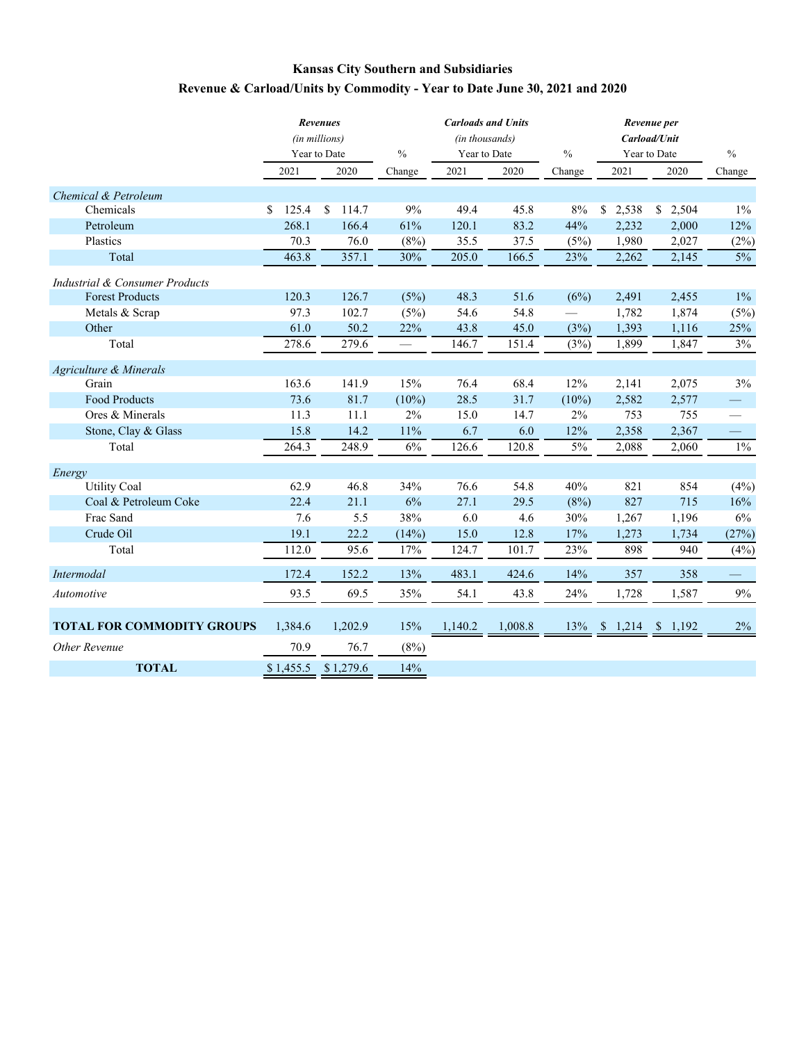## Kansas City Southern and Subsidiaries
## Revenue & Carload/Units by Commodity - Year to Date June 30, 2021 and 2020

| | *Revenues* *(in millions)* Year to Date | | % | *Carloads and Units* *(in thousands)* Year to Date | | % | *Revenue per Carload/Unit* Year to Date | | % |
|---|---|---|---|---|---|---|---|---|---|
| | 2021 | 2020 | Change | 2021 | 2020 | Change | 2021 | 2020 | Change |
| *Chemical & Petroleum* | | | | | | | | | |
| Chemicals | $ 125.4 | $ 114.7 | 9% | 49.4 | 45.8 | 8% | $ 2,538 | $ 2,504 | 1% |
| Petroleum | 268.1 | 166.4 | 61% | 120.1 | 83.2 | 44% | 2,232 | 2,000 | 12% |
| Plastics | 70.3 | 76.0 | (8%) | 35.5 | 37.5 | (5%) | 1,980 | 2,027 | (2%) |
| Total | 463.8 | 357.1 | 30% | 205.0 | 166.5 | 23% | 2,262 | 2,145 | 5% |
| *Industrial & Consumer Products* | | | | | | | | | |
| Forest Products | 120.3 | 126.7 | (5%) | 48.3 | 51.6 | (6%) | 2,491 | 2,455 | 1% |
| Metals & Scrap | 97.3 | 102.7 | (5%) | 54.6 | 54.8 | — | 1,782 | 1,874 | (5%) |
| Other | 61.0 | 50.2 | 22% | 43.8 | 45.0 | (3%) | 1,393 | 1,116 | 25% |
| Total | 278.6 | 279.6 | — | 146.7 | 151.4 | (3%) | 1,899 | 1,847 | 3% |
| *Agriculture & Minerals* | | | | | | | | | |
| Grain | 163.6 | 141.9 | 15% | 76.4 | 68.4 | 12% | 2,141 | 2,075 | 3% |
| Food Products | 73.6 | 81.7 | (10%) | 28.5 | 31.7 | (10%) | 2,582 | 2,577 | — |
| Ores & Minerals | 11.3 | 11.1 | 2% | 15.0 | 14.7 | 2% | 753 | 755 | — |
| Stone, Clay & Glass | 15.8 | 14.2 | 11% | 6.7 | 6.0 | 12% | 2,358 | 2,367 | — |
| Total | 264.3 | 248.9 | 6% | 126.6 | 120.8 | 5% | 2,088 | 2,060 | 1% |
| *Energy* | | | | | | | | | |
| Utility Coal | 62.9 | 46.8 | 34% | 76.6 | 54.8 | 40% | 821 | 854 | (4%) |
| Coal & Petroleum Coke | 22.4 | 21.1 | 6% | 27.1 | 29.5 | (8%) | 827 | 715 | 16% |
| Frac Sand | 7.6 | 5.5 | 38% | 6.0 | 4.6 | 30% | 1,267 | 1,196 | 6% |
| Crude Oil | 19.1 | 22.2 | (14%) | 15.0 | 12.8 | 17% | 1,273 | 1,734 | (27%) |
| Total | 112.0 | 95.6 | 17% | 124.7 | 101.7 | 23% | 898 | 940 | (4%) |
| *Intermodal* | 172.4 | 152.2 | 13% | 483.1 | 424.6 | 14% | 357 | 358 | — |
| *Automotive* | 93.5 | 69.5 | 35% | 54.1 | 43.8 | 24% | 1,728 | 1,587 | 9% |
| **TOTAL FOR COMMODITY GROUPS** | 1,384.6 | 1,202.9 | 15% | 1,140.2 | 1,008.8 | 13% | $ 1,214 | $ 1,192 | 2% |
| *Other Revenue* | 70.9 | 76.7 | (8%) | | | | | | |
| **TOTAL** | $ 1,455.5 | $ 1,279.6 | 14% | | | | | | |